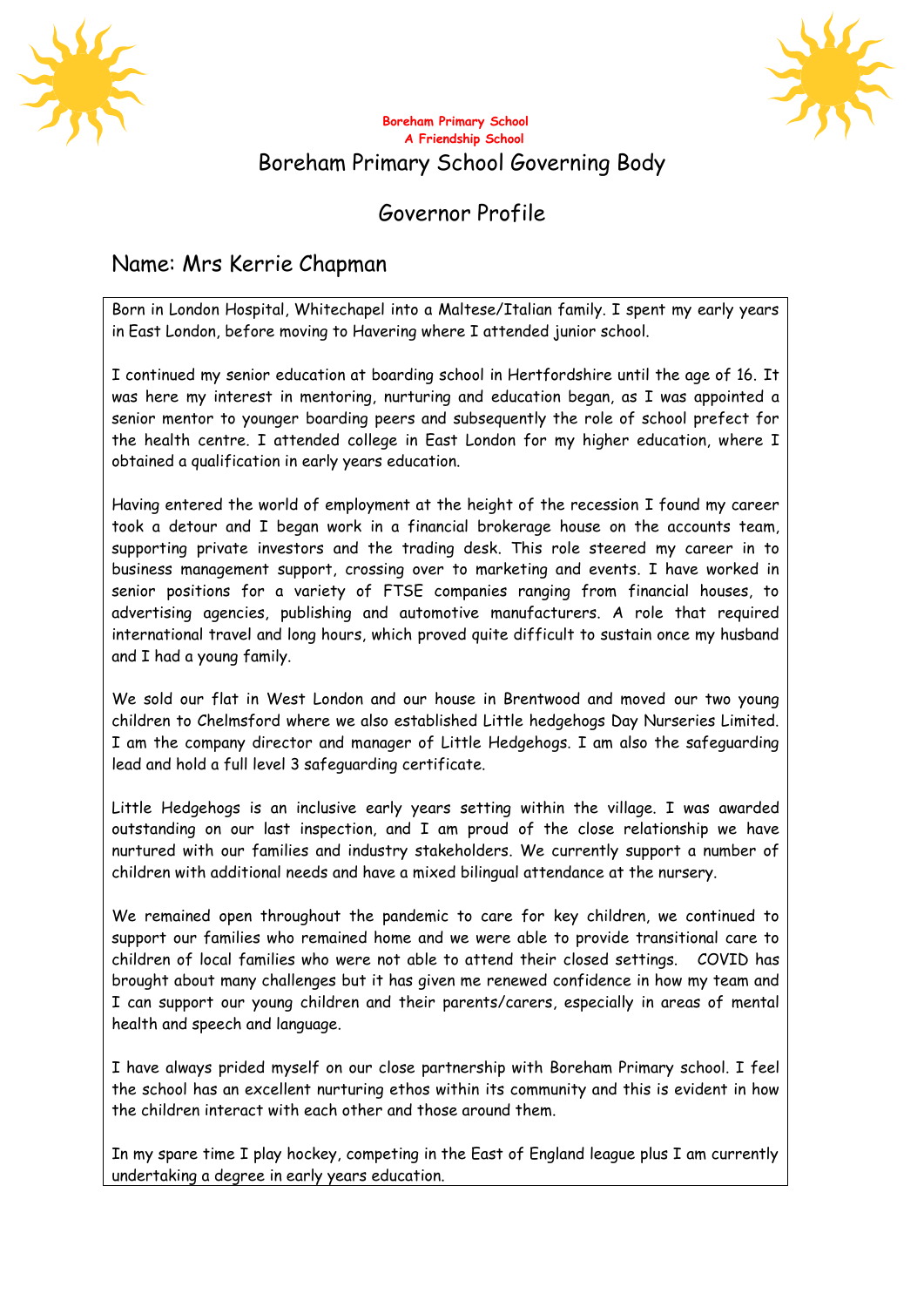**Boreham Primary School**
**A Friendship School**

# Boreham Primary School Governing Body

## Governor Profile

## Name: Mrs Kerrie Chapman

Born in London Hospital, Whitechapel into a Maltese/Italian family. I spent my early years in East London, before moving to Havering where I attended junior school.

I continued my senior education at boarding school in Hertfordshire until the age of 16. It was here my interest in mentoring, nurturing and education began, as I was appointed a senior mentor to younger boarding peers and subsequently the role of school prefect for the health centre. I attended college in East London for my higher education, where I obtained a qualification in early years education.

Having entered the world of employment at the height of the recession I found my career took a detour and I began work in a financial brokerage house on the accounts team, supporting private investors and the trading desk. This role steered my career in to business management support, crossing over to marketing and events. I have worked in senior positions for a variety of FTSE companies ranging from financial houses, to advertising agencies, publishing and automotive manufacturers. A role that required international travel and long hours, which proved quite difficult to sustain once my husband and I had a young family.

We sold our flat in West London and our house in Brentwood and moved our two young children to Chelmsford where we also established Little hedgehogs Day Nurseries Limited. I am the company director and manager of Little Hedgehogs. I am also the safeguarding lead and hold a full level 3 safeguarding certificate.

Little Hedgehogs is an inclusive early years setting within the village. I was awarded outstanding on our last inspection, and I am proud of the close relationship we have nurtured with our families and industry stakeholders. We currently support a number of children with additional needs and have a mixed bilingual attendance at the nursery.

We remained open throughout the pandemic to care for key children, we continued to support our families who remained home and we were able to provide transitional care to children of local families who were not able to attend their closed settings. COVID has brought about many challenges but it has given me renewed confidence in how my team and I can support our young children and their parents/carers, especially in areas of mental health and speech and language.

I have always prided myself on our close partnership with Boreham Primary school. I feel the school has an excellent nurturing ethos within its community and this is evident in how the children interact with each other and those around them.

In my spare time I play hockey, competing in the East of England league plus I am currently undertaking a degree in early years education.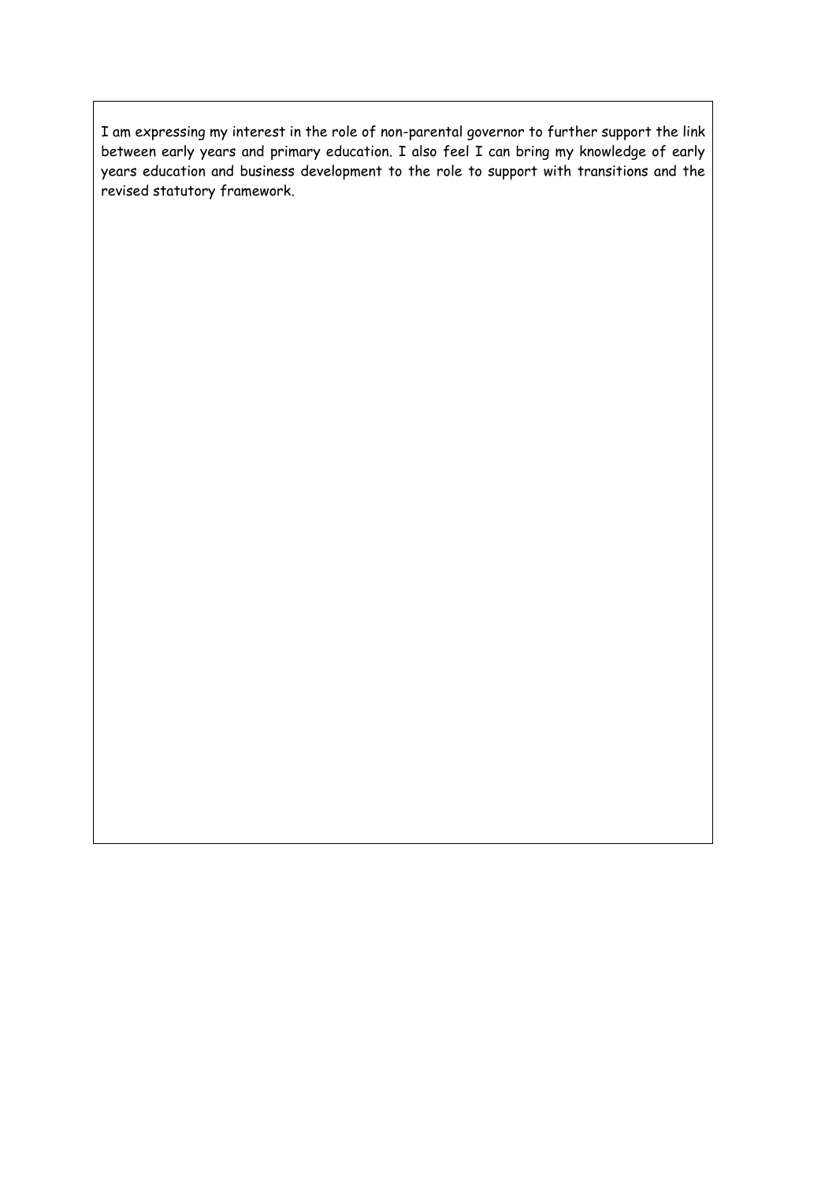I am expressing my interest in the role of non-parental governor to further support the link between early years and primary education. I also feel I can bring my knowledge of early years education and business development to the role to support with transitions and the revised statutory framework.